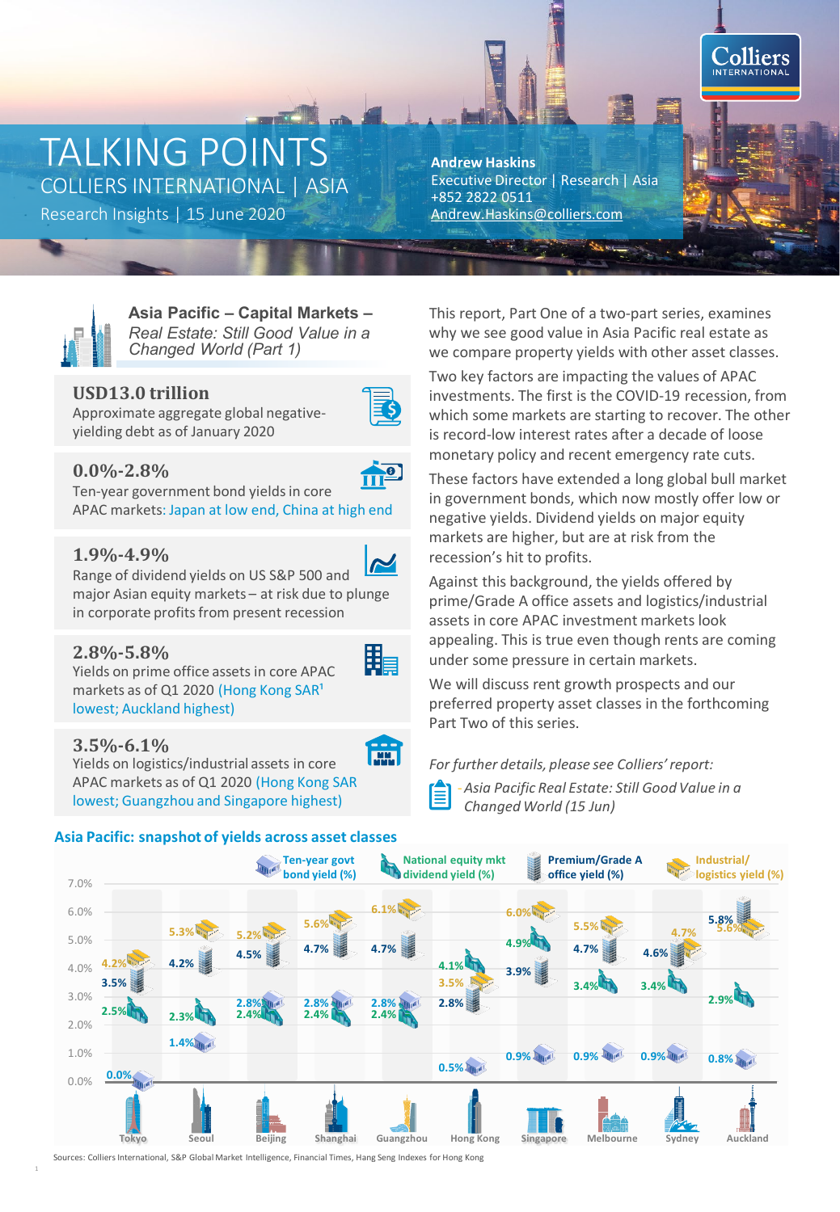# TALKING POINTS

COLLIERS INTERNATIONAL | ASIA

Research Insights | 15 June 2020

**Andrew Haskins**
Executive Director | Research | Asia
+852 2822 0511
Andrew.Haskins@colliers.com

## Asia Pacific – Capital Markets – *Real Estate: Still Good Value in a Changed World (Part 1)*

**USD13.0 trillion**
Approximate aggregate global negative-yielding debt as of January 2020

**0.0%-2.8%**
Ten-year government bond yields in core APAC markets: Japan at low end, China at high end

**1.9%-4.9%**
Range of dividend yields on US S&P 500 and major Asian equity markets – at risk due to plunge in corporate profits from present recession

**2.8%-5.8%**
Yields on prime office assets in core APAC markets as of Q1 2020 (Hong Kong SAR[1] lowest; Auckland highest)

**3.5%-6.1%**
Yields on logistics/industrial assets in core APAC markets as of Q1 2020 (Hong Kong SAR lowest; Guangzhou and Singapore highest)

This report, Part One of a two-part series, examines why we see good value in Asia Pacific real estate as we compare property yields with other asset classes.

Two key factors are impacting the values of APAC investments. The first is the COVID-19 recession, from which some markets are starting to recover. The other is record-low interest rates after a decade of loose monetary policy and recent emergency rate cuts.

These factors have extended a long global bull market in government bonds, which now mostly offer low or negative yields. Dividend yields on major equity markets are higher, but are at risk from the recession's hit to profits.

Against this background, the yields offered by prime/Grade A office assets and logistics/industrial assets in core APAC investment markets look appealing. This is true even though rents are coming under some pressure in certain markets.

We will discuss rent growth prospects and our preferred property asset classes in the forthcoming Part Two of this series.

*For further details, please see Colliers' report:*

*- Asia Pacific Real Estate: Still Good Value in a Changed World (15 Jun)*

### Asia Pacific: snapshot of yields across asset classes

| Market | Ten-year govt bond yield (%) | National equity mkt dividend yield (%) | Premium/Grade A office yield (%) | Industrial/ logistics yield (%) |
|---|---|---|---|---|
| Tokyo | 0.0% | 2.5% | 3.5% | 4.2% |
| Seoul | 1.4% | 2.3% | 4.2% | 5.3% |
| Beijing | 2.8% | 2.4% | 4.5% | 5.2% |
| Shanghai | 2.8% | 2.4% | 4.7% | 5.6% |
| Guangzhou | 2.8% | 2.4% | 4.7% | 6.1% |
| Hong Kong | 0.5% | 4.1% | 2.8% | 3.5% |
| Singapore | 0.9% | 4.9% | 3.9% | 6.0% |
| Melbourne | 0.9% | 3.4% | 4.7% | 5.5% |
| Sydney | 0.9% | 3.4% | 4.6% | 4.7% |
| Auckland | 0.8% | 2.9% | 5.8% | 5.6% |

Sources: Colliers International, S&P Global Market Intelligence, Financial Times, Hang Seng Indexes for Hong Kong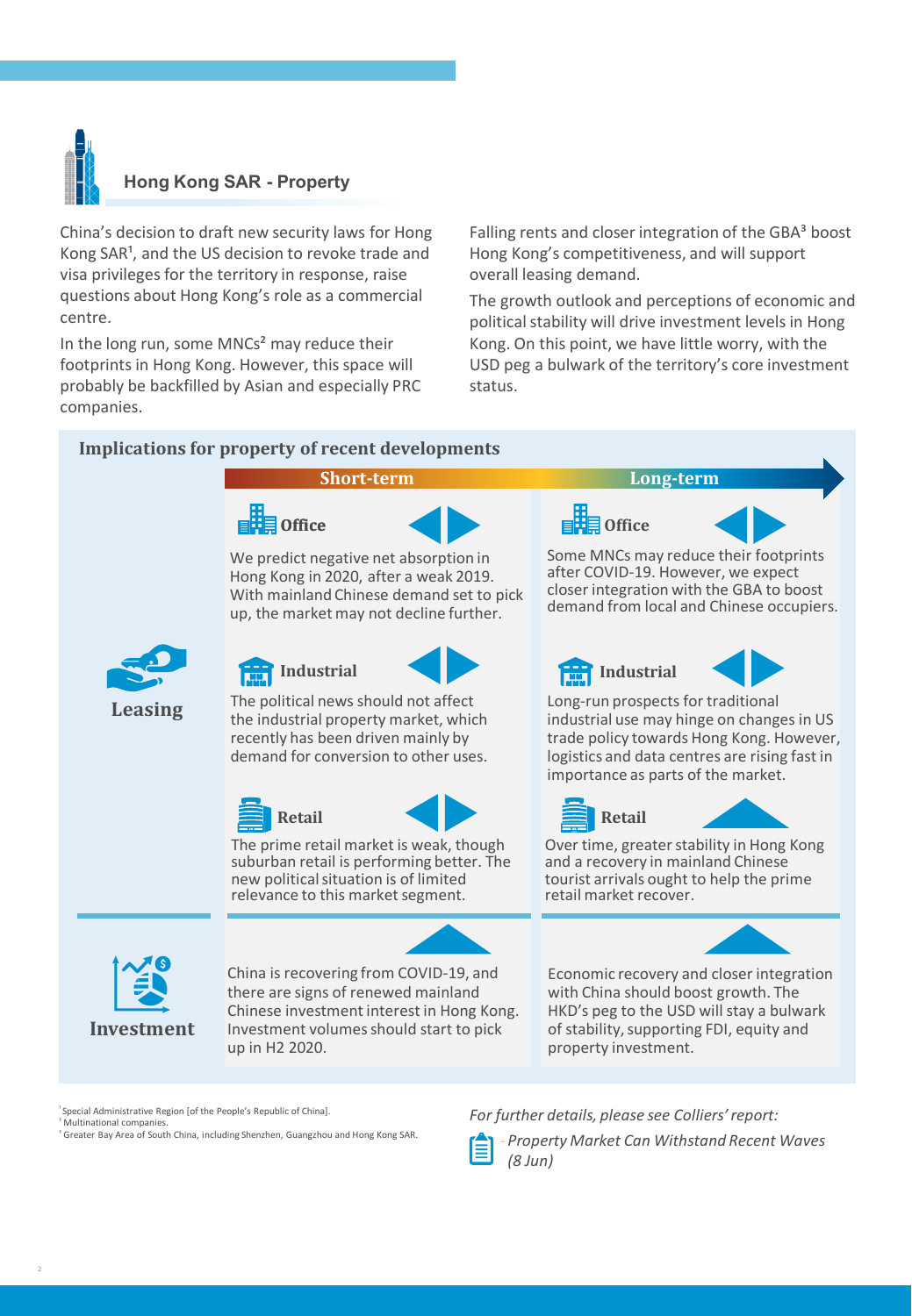## Hong Kong SAR - Property

China's decision to draft new security laws for Hong Kong SAR[1], and the US decision to revoke trade and visa privileges for the territory in response, raise questions about Hong Kong's role as a commercial centre.

In the long run, some MNCs[2] may reduce their footprints in Hong Kong. However, this space will probably be backfilled by Asian and especially PRC companies.

Falling rents and closer integration of the GBA[3] boost Hong Kong's competitiveness, and will support overall leasing demand.

The growth outlook and perceptions of economic and political stability will drive investment levels in Hong Kong. On this point, we have little worry, with the USD peg a bulwark of the territory's core investment status.

### Implications for property of recent developments

| | | Short-term | Long-term |
|---|---|---|---|
| Leasing | **Office** | We predict negative net absorption in Hong Kong in 2020, after a weak 2019. With mainland Chinese demand set to pick up, the market may not decline further. | Some MNCs may reduce their footprints after COVID-19. However, we expect closer integration with the GBA to boost demand from local and Chinese occupiers. |
| | **Industrial** | The political news should not affect the industrial property market, which recently has been driven mainly by demand for conversion to other uses. | Long-run prospects for traditional industrial use may hinge on changes in US trade policy towards Hong Kong. However, logistics and data centres are rising fast in importance as parts of the market. |
| | **Retail** | The prime retail market is weak, though suburban retail is performing better. The new political situation is of limited relevance to this market segment. | Over time, greater stability in Hong Kong and a recovery in mainland Chinese tourist arrivals ought to help the prime retail market recover. |
| Investment | | China is recovering from COVID-19, and there are signs of renewed mainland Chinese investment interest in Hong Kong. Investment volumes should start to pick up in H2 2020. | Economic recovery and closer integration with China should boost growth. The HKD's peg to the USD will stay a bulwark of stability, supporting FDI, equity and property investment. |

[1] Special Administrative Region [of the People's Republic of China].
[2] Multinational companies.
[3] Greater Bay Area of South China, including Shenzhen, Guangzhou and Hong Kong SAR.

*For further details, please see Colliers' report:*

- *Property Market Can Withstand Recent Waves (8 Jun)*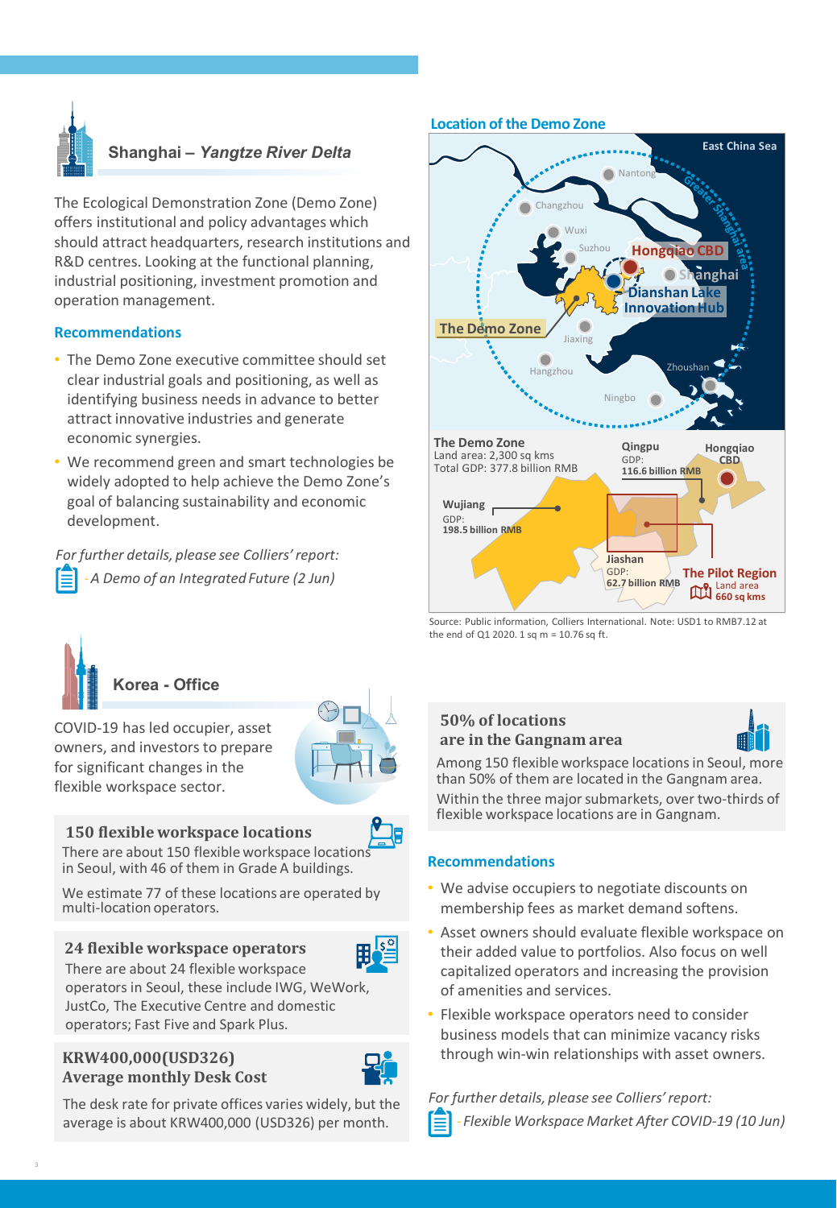## Shanghai – *Yangtze River Delta*

The Ecological Demonstration Zone (Demo Zone) offers institutional and policy advantages which should attract headquarters, research institutions and R&D centres. Looking at the functional planning, industrial positioning, investment promotion and operation management.

### Recommendations

- The Demo Zone executive committee should set clear industrial goals and positioning, as well as identifying business needs in advance to better attract innovative industries and generate economic synergies.
- We recommend green and smart technologies be widely adopted to help achieve the Demo Zone's goal of balancing sustainability and economic development.

*For further details, please see Colliers' report:*

*- A Demo of an Integrated Future (2 Jun)*

### Location of the Demo Zone

East China Sea

Nantong, Changzhou, Wuxi, Suzhou, Hongqiao CBD, Shanghai, Dianshan Lake Innovation Hub, The Demo Zone, Jiaxing, Hangzhou, Zhoushan, Ningbo, Greater Shanghai area

**The Demo Zone**
Land area: 2,300 sq kms
Total GDP: 377.8 billion RMB

**Qingpu**
GDP: 116.6 billion RMB

**Hongqiao CBD**

**Wujiang**
GDP: 198.5 billion RMB

**Jiashan**
GDP: 62.7 billion RMB

**The Pilot Region**
Land area 660 sq kms

Source: Public information, Colliers International. Note: USD1 to RMB7.12 at the end of Q1 2020. 1 sq m = 10.76 sq ft.

## Korea - Office

COVID-19 has led occupier, asset owners, and investors to prepare for significant changes in the flexible workspace sector.

### 150 flexible workspace locations

There are about 150 flexible workspace locations in Seoul, with 46 of them in Grade A buildings.

We estimate 77 of these locations are operated by multi-location operators.

### 24 flexible workspace operators

There are about 24 flexible workspace operators in Seoul, these include IWG, WeWork, JustCo, The Executive Centre and domestic operators; Fast Five and Spark Plus.

### KRW400,000(USD326) Average monthly Desk Cost

The desk rate for private offices varies widely, but the average is about KRW400,000 (USD326) per month.

### 50% of locations are in the Gangnam area

Among 150 flexible workspace locations in Seoul, more than 50% of them are located in the Gangnam area.

Within the three major submarkets, over two-thirds of flexible workspace locations are in Gangnam.

### Recommendations

- We advise occupiers to negotiate discounts on membership fees as market demand softens.
- Asset owners should evaluate flexible workspace on their added value to portfolios. Also focus on well capitalized operators and increasing the provision of amenities and services.
- Flexible workspace operators need to consider business models that can minimize vacancy risks through win-win relationships with asset owners.

*For further details, please see Colliers' report:*

*- Flexible Workspace Market After COVID-19 (10 Jun)*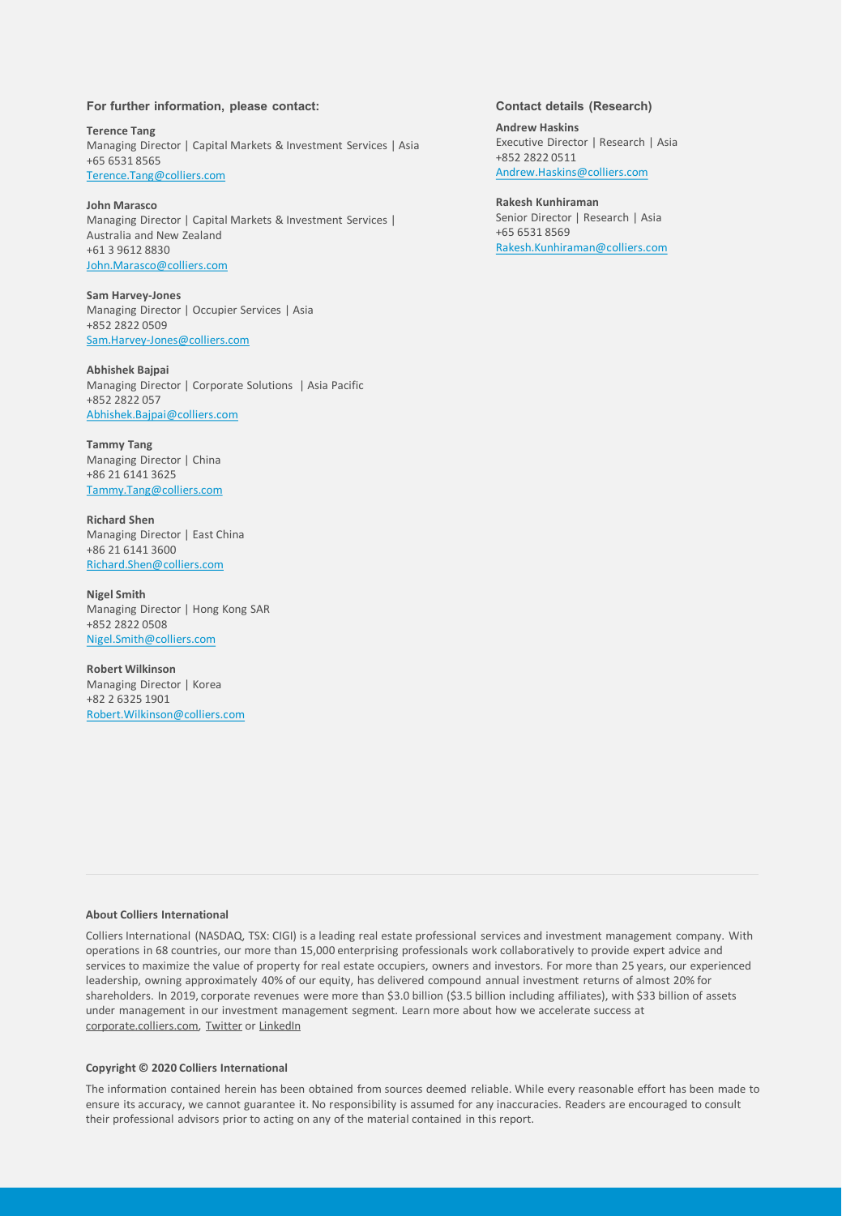### For further information, please contact:

**Terence Tang**
Managing Director | Capital Markets & Investment Services | Asia
+65 6531 8565
Terence.Tang@colliers.com

**John Marasco**
Managing Director | Capital Markets & Investment Services | Australia and New Zealand
+61 3 9612 8830
John.Marasco@colliers.com

**Sam Harvey-Jones**
Managing Director | Occupier Services | Asia
+852 2822 0509
Sam.Harvey-Jones@colliers.com

**Abhishek Bajpai**
Managing Director | Corporate Solutions | Asia Pacific
+852 2822 057
Abhishek.Bajpai@colliers.com

**Tammy Tang**
Managing Director | China
+86 21 6141 3625
Tammy.Tang@colliers.com

**Richard Shen**
Managing Director | East China
+86 21 6141 3600
Richard.Shen@colliers.com

**Nigel Smith**
Managing Director | Hong Kong SAR
+852 2822 0508
Nigel.Smith@colliers.com

**Robert Wilkinson**
Managing Director | Korea
+82 2 6325 1901
Robert.Wilkinson@colliers.com

### Contact details (Research)

**Andrew Haskins**
Executive Director | Research | Asia
+852 2822 0511
Andrew.Haskins@colliers.com

**Rakesh Kunhiraman**
Senior Director | Research | Asia
+65 6531 8569
Rakesh.Kunhiraman@colliers.com

---

**About Colliers International**

Colliers International (NASDAQ, TSX: CIGI) is a leading real estate professional services and investment management company. With operations in 68 countries, our more than 15,000 enterprising professionals work collaboratively to provide expert advice and services to maximize the value of property for real estate occupiers, owners and investors. For more than 25 years, our experienced leadership, owning approximately 40% of our equity, has delivered compound annual investment returns of almost 20% for shareholders. In 2019, corporate revenues were more than $3.0 billion ($3.5 billion including affiliates), with $33 billion of assets under management in our investment management segment. Learn more about how we accelerate success at corporate.colliers.com, Twitter or LinkedIn

**Copyright © 2020 Colliers International**

The information contained herein has been obtained from sources deemed reliable. While every reasonable effort has been made to ensure its accuracy, we cannot guarantee it. No responsibility is assumed for any inaccuracies. Readers are encouraged to consult their professional advisors prior to acting on any of the material contained in this report.